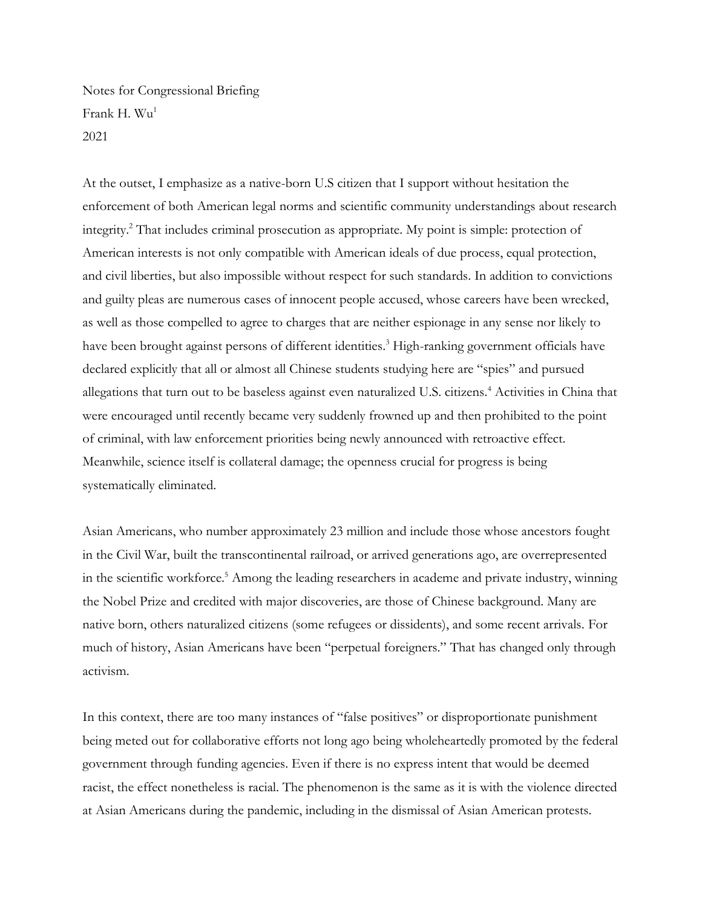Notes for Congressional Briefing
Frank H. Wu[1]
2021

At the outset, I emphasize as a native-born U.S citizen that I support without hesitation the enforcement of both American legal norms and scientific community understandings about research integrity.[2] That includes criminal prosecution as appropriate. My point is simple: protection of American interests is not only compatible with American ideals of due process, equal protection, and civil liberties, but also impossible without respect for such standards. In addition to convictions and guilty pleas are numerous cases of innocent people accused, whose careers have been wrecked, as well as those compelled to agree to charges that are neither espionage in any sense nor likely to have been brought against persons of different identities.[3] High-ranking government officials have declared explicitly that all or almost all Chinese students studying here are "spies" and pursued allegations that turn out to be baseless against even naturalized U.S. citizens.[4] Activities in China that were encouraged until recently became very suddenly frowned up and then prohibited to the point of criminal, with law enforcement priorities being newly announced with retroactive effect. Meanwhile, science itself is collateral damage; the openness crucial for progress is being systematically eliminated.

Asian Americans, who number approximately 23 million and include those whose ancestors fought in the Civil War, built the transcontinental railroad, or arrived generations ago, are overrepresented in the scientific workforce.[5] Among the leading researchers in academe and private industry, winning the Nobel Prize and credited with major discoveries, are those of Chinese background. Many are native born, others naturalized citizens (some refugees or dissidents), and some recent arrivals. For much of history, Asian Americans have been "perpetual foreigners." That has changed only through activism.

In this context, there are too many instances of "false positives" or disproportionate punishment being meted out for collaborative efforts not long ago being wholeheartedly promoted by the federal government through funding agencies. Even if there is no express intent that would be deemed racist, the effect nonetheless is racial. The phenomenon is the same as it is with the violence directed at Asian Americans during the pandemic, including in the dismissal of Asian American protests.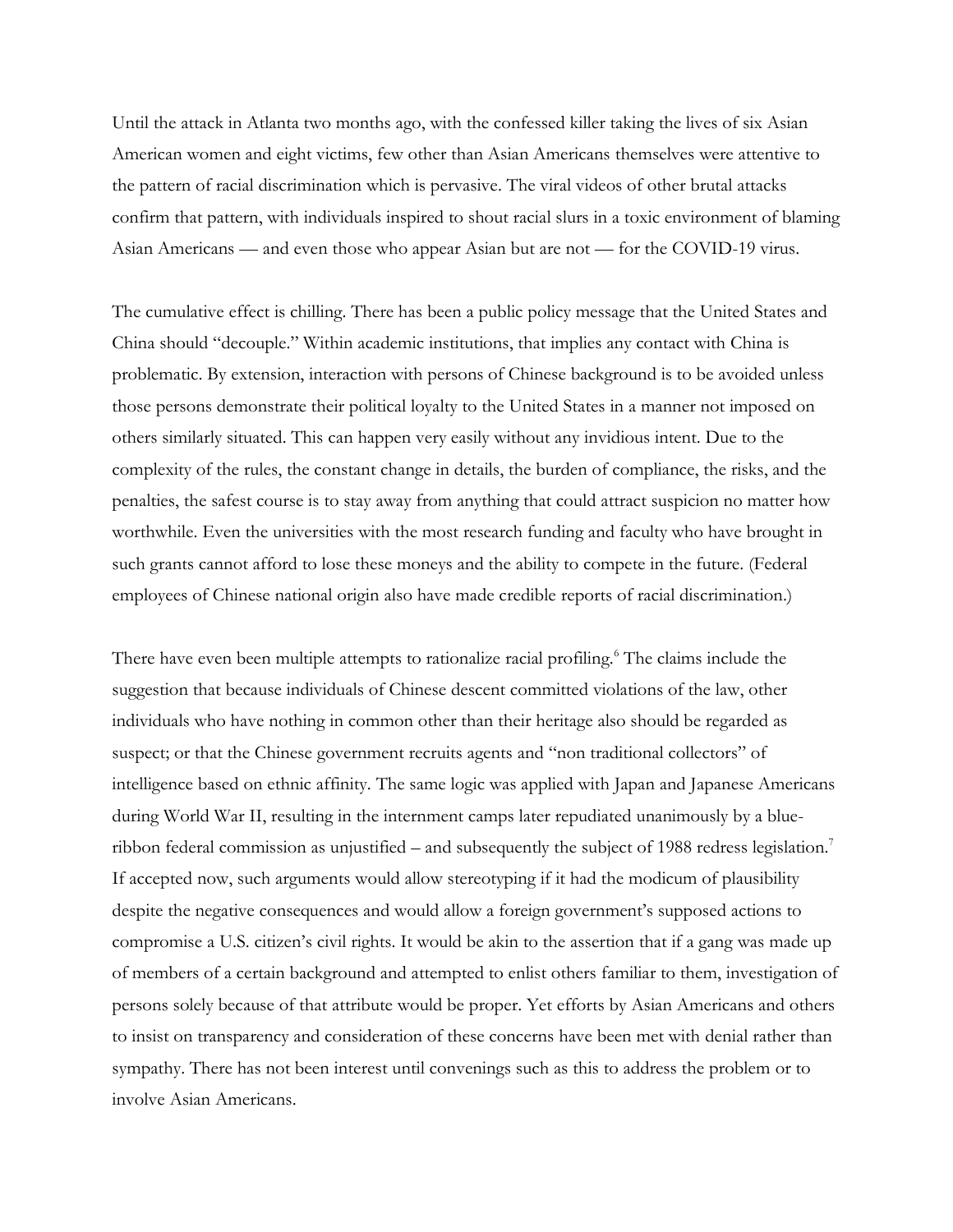Until the attack in Atlanta two months ago, with the confessed killer taking the lives of six Asian American women and eight victims, few other than Asian Americans themselves were attentive to the pattern of racial discrimination which is pervasive. The viral videos of other brutal attacks confirm that pattern, with individuals inspired to shout racial slurs in a toxic environment of blaming Asian Americans — and even those who appear Asian but are not — for the COVID-19 virus.

The cumulative effect is chilling. There has been a public policy message that the United States and China should "decouple." Within academic institutions, that implies any contact with China is problematic. By extension, interaction with persons of Chinese background is to be avoided unless those persons demonstrate their political loyalty to the United States in a manner not imposed on others similarly situated. This can happen very easily without any invidious intent. Due to the complexity of the rules, the constant change in details, the burden of compliance, the risks, and the penalties, the safest course is to stay away from anything that could attract suspicion no matter how worthwhile. Even the universities with the most research funding and faculty who have brought in such grants cannot afford to lose these moneys and the ability to compete in the future. (Federal employees of Chinese national origin also have made credible reports of racial discrimination.)

There have even been multiple attempts to rationalize racial profiling.[6] The claims include the suggestion that because individuals of Chinese descent committed violations of the law, other individuals who have nothing in common other than their heritage also should be regarded as suspect; or that the Chinese government recruits agents and "non traditional collectors" of intelligence based on ethnic affinity. The same logic was applied with Japan and Japanese Americans during World War II, resulting in the internment camps later repudiated unanimously by a blue-ribbon federal commission as unjustified – and subsequently the subject of 1988 redress legislation.[7] If accepted now, such arguments would allow stereotyping if it had the modicum of plausibility despite the negative consequences and would allow a foreign government's supposed actions to compromise a U.S. citizen's civil rights. It would be akin to the assertion that if a gang was made up of members of a certain background and attempted to enlist others familiar to them, investigation of persons solely because of that attribute would be proper. Yet efforts by Asian Americans and others to insist on transparency and consideration of these concerns have been met with denial rather than sympathy. There has not been interest until convenings such as this to address the problem or to involve Asian Americans.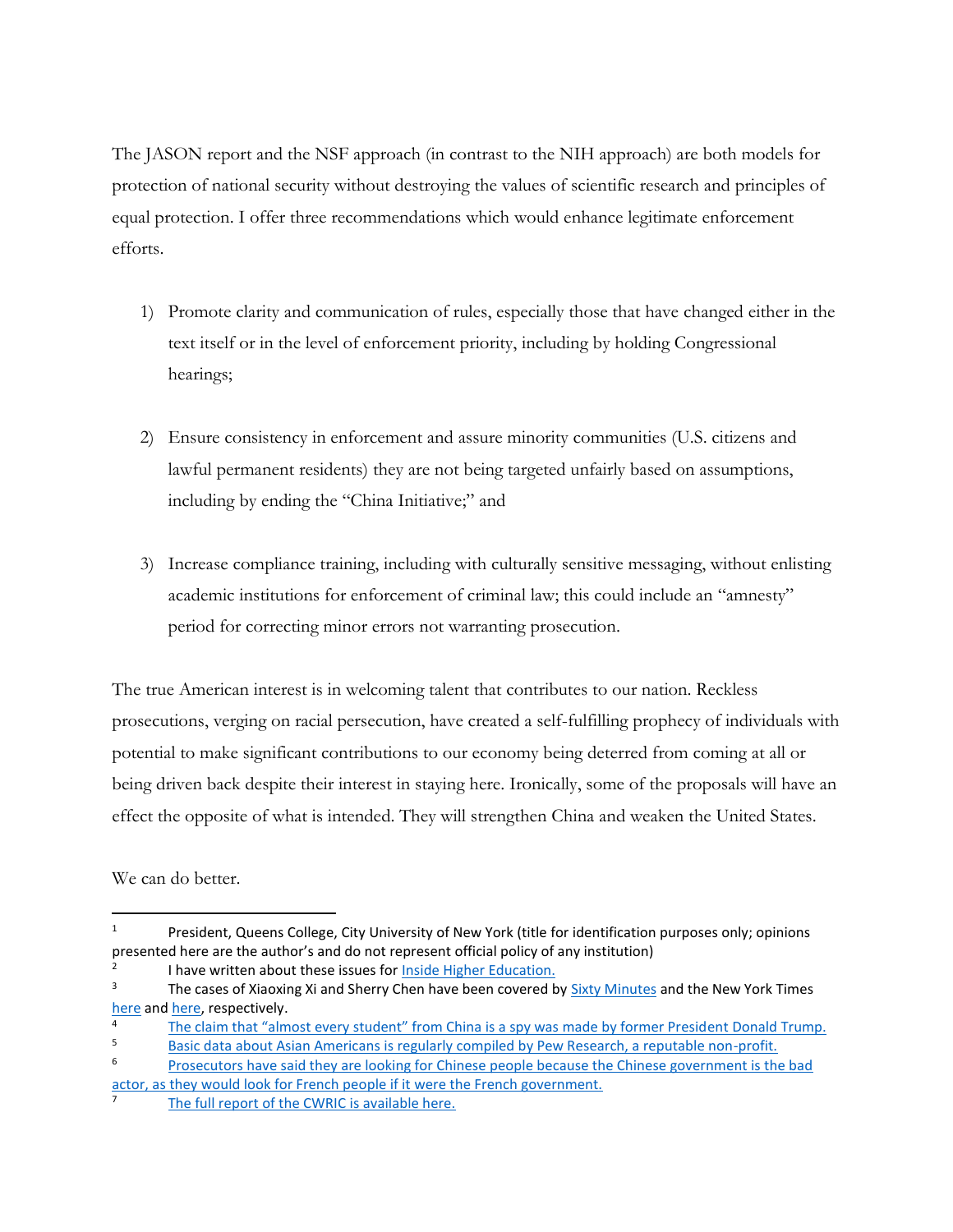The JASON report and the NSF approach (in contrast to the NIH approach) are both models for protection of national security without destroying the values of scientific research and principles of equal protection. I offer three recommendations which would enhance legitimate enforcement efforts.

1) Promote clarity and communication of rules, especially those that have changed either in the text itself or in the level of enforcement priority, including by holding Congressional hearings;

2) Ensure consistency in enforcement and assure minority communities (U.S. citizens and lawful permanent residents) they are not being targeted unfairly based on assumptions, including by ending the "China Initiative;" and

3) Increase compliance training, including with culturally sensitive messaging, without enlisting academic institutions for enforcement of criminal law; this could include an "amnesty" period for correcting minor errors not warranting prosecution.

The true American interest is in welcoming talent that contributes to our nation. Reckless prosecutions, verging on racial persecution, have created a self-fulfilling prophecy of individuals with potential to make significant contributions to our economy being deterred from coming at all or being driven back despite their interest in staying here. Ironically, some of the proposals will have an effect the opposite of what is intended. They will strengthen China and weaken the United States.

We can do better.

---

[1] President, Queens College, City University of New York (title for identification purposes only; opinions presented here are the author's and do not represent official policy of any institution)

[2] I have written about these issues for Inside Higher Education.

[3] The cases of Xiaoxing Xi and Sherry Chen have been covered by Sixty Minutes and the New York Times here and here, respectively.

[4] The claim that "almost every student" from China is a spy was made by former President Donald Trump.

[5] Basic data about Asian Americans is regularly compiled by Pew Research, a reputable non-profit.

[6] Prosecutors have said they are looking for Chinese people because the Chinese government is the bad actor, as they would look for French people if it were the French government.

[7] The full report of the CWRIC is available here.